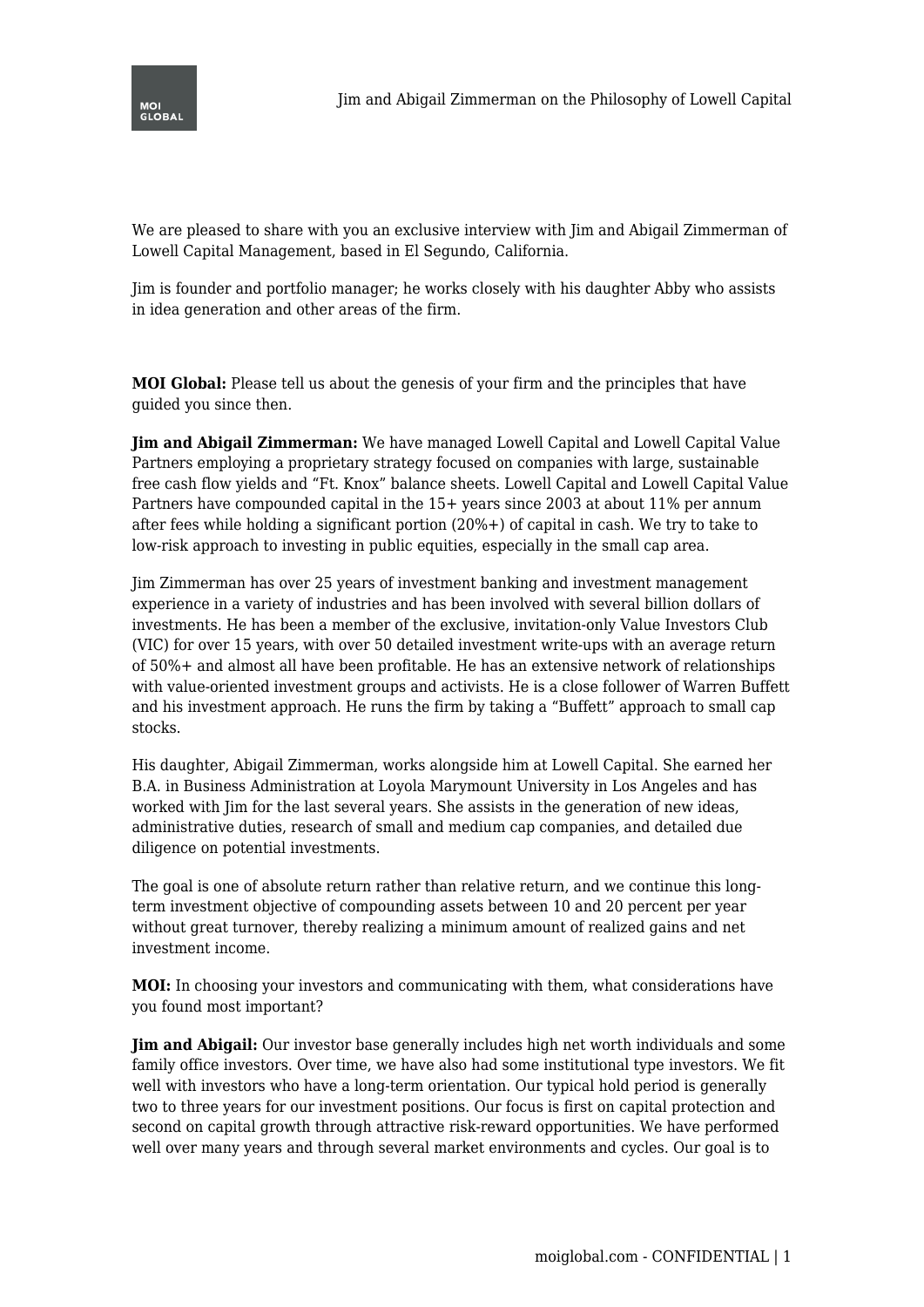We are pleased to share with you an exclusive interview with Jim and Abigail Zimmerman of Lowell Capital Management, based in El Segundo, California.

Jim is founder and portfolio manager; he works closely with his daughter Abby who assists in idea generation and other areas of the firm.

**MOI Global:** Please tell us about the genesis of your firm and the principles that have guided you since then.

**Jim and Abigail Zimmerman:** We have managed Lowell Capital and Lowell Capital Value Partners employing a proprietary strategy focused on companies with large, sustainable free cash flow yields and "Ft. Knox" balance sheets. Lowell Capital and Lowell Capital Value Partners have compounded capital in the 15+ years since 2003 at about 11% per annum after fees while holding a significant portion (20%+) of capital in cash. We try to take to low-risk approach to investing in public equities, especially in the small cap area.

Jim Zimmerman has over 25 years of investment banking and investment management experience in a variety of industries and has been involved with several billion dollars of investments. He has been a member of the exclusive, invitation-only Value Investors Club (VIC) for over 15 years, with over 50 detailed investment write-ups with an average return of 50%+ and almost all have been profitable. He has an extensive network of relationships with value-oriented investment groups and activists. He is a close follower of Warren Buffett and his investment approach. He runs the firm by taking a "Buffett" approach to small cap stocks.

His daughter, Abigail Zimmerman, works alongside him at Lowell Capital. She earned her B.A. in Business Administration at Loyola Marymount University in Los Angeles and has worked with Jim for the last several years. She assists in the generation of new ideas, administrative duties, research of small and medium cap companies, and detailed due diligence on potential investments.

The goal is one of absolute return rather than relative return, and we continue this long-term investment objective of compounding assets between 10 and 20 percent per year without great turnover, thereby realizing a minimum amount of realized gains and net investment income.

**MOI:** In choosing your investors and communicating with them, what considerations have you found most important?

**Jim and Abigail:** Our investor base generally includes high net worth individuals and some family office investors. Over time, we have also had some institutional type investors. We fit well with investors who have a long-term orientation. Our typical hold period is generally two to three years for our investment positions. Our focus is first on capital protection and second on capital growth through attractive risk-reward opportunities. We have performed well over many years and through several market environments and cycles. Our goal is to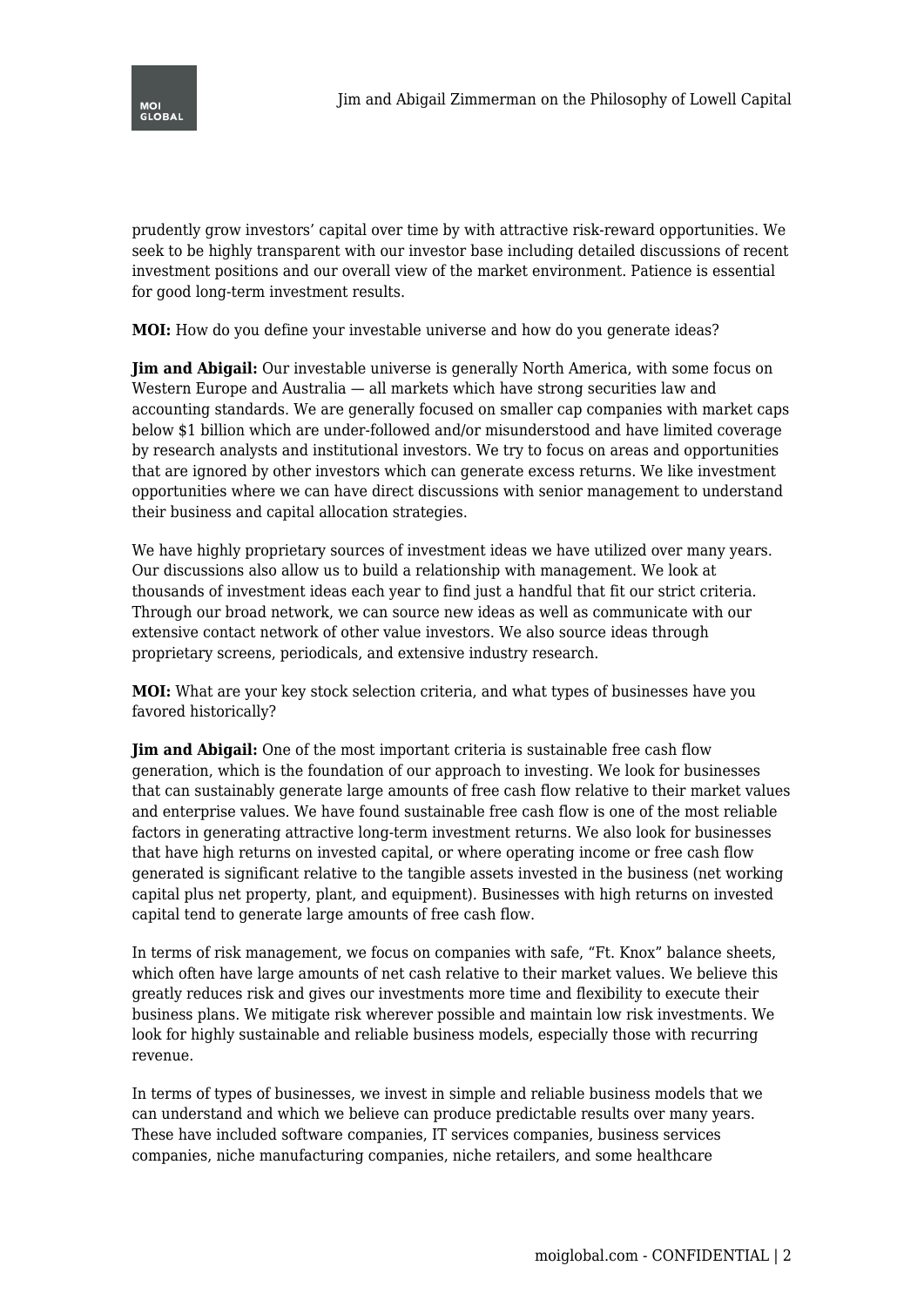prudently grow investors' capital over time by with attractive risk-reward opportunities. We seek to be highly transparent with our investor base including detailed discussions of recent investment positions and our overall view of the market environment. Patience is essential for good long-term investment results.

**MOI:** How do you define your investable universe and how do you generate ideas?

**Jim and Abigail:** Our investable universe is generally North America, with some focus on Western Europe and Australia — all markets which have strong securities law and accounting standards. We are generally focused on smaller cap companies with market caps below $1 billion which are under-followed and/or misunderstood and have limited coverage by research analysts and institutional investors. We try to focus on areas and opportunities that are ignored by other investors which can generate excess returns. We like investment opportunities where we can have direct discussions with senior management to understand their business and capital allocation strategies.

We have highly proprietary sources of investment ideas we have utilized over many years. Our discussions also allow us to build a relationship with management. We look at thousands of investment ideas each year to find just a handful that fit our strict criteria. Through our broad network, we can source new ideas as well as communicate with our extensive contact network of other value investors. We also source ideas through proprietary screens, periodicals, and extensive industry research.

**MOI:** What are your key stock selection criteria, and what types of businesses have you favored historically?

**Jim and Abigail:** One of the most important criteria is sustainable free cash flow generation, which is the foundation of our approach to investing. We look for businesses that can sustainably generate large amounts of free cash flow relative to their market values and enterprise values. We have found sustainable free cash flow is one of the most reliable factors in generating attractive long-term investment returns. We also look for businesses that have high returns on invested capital, or where operating income or free cash flow generated is significant relative to the tangible assets invested in the business (net working capital plus net property, plant, and equipment). Businesses with high returns on invested capital tend to generate large amounts of free cash flow.

In terms of risk management, we focus on companies with safe, "Ft. Knox" balance sheets, which often have large amounts of net cash relative to their market values. We believe this greatly reduces risk and gives our investments more time and flexibility to execute their business plans. We mitigate risk wherever possible and maintain low risk investments. We look for highly sustainable and reliable business models, especially those with recurring revenue.

In terms of types of businesses, we invest in simple and reliable business models that we can understand and which we believe can produce predictable results over many years. These have included software companies, IT services companies, business services companies, niche manufacturing companies, niche retailers, and some healthcare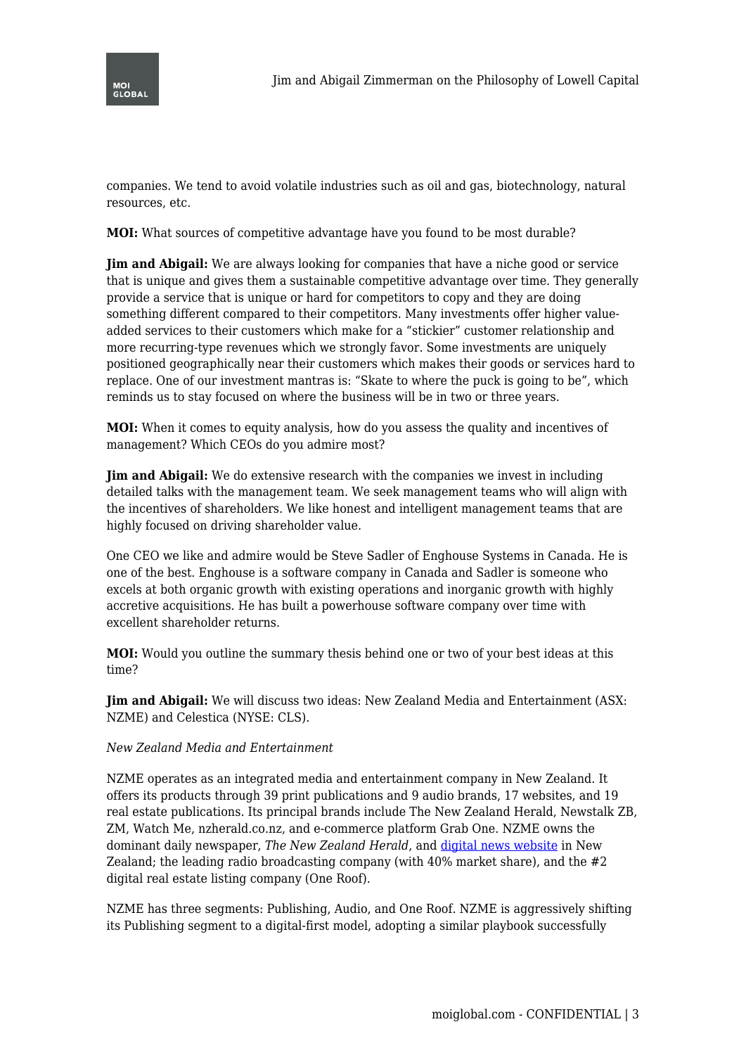companies. We tend to avoid volatile industries such as oil and gas, biotechnology, natural resources, etc.

**MOI:** What sources of competitive advantage have you found to be most durable?

**Jim and Abigail:** We are always looking for companies that have a niche good or service that is unique and gives them a sustainable competitive advantage over time. They generally provide a service that is unique or hard for competitors to copy and they are doing something different compared to their competitors. Many investments offer higher value-added services to their customers which make for a "stickier" customer relationship and more recurring-type revenues which we strongly favor. Some investments are uniquely positioned geographically near their customers which makes their goods or services hard to replace. One of our investment mantras is: "Skate to where the puck is going to be", which reminds us to stay focused on where the business will be in two or three years.

**MOI:** When it comes to equity analysis, how do you assess the quality and incentives of management? Which CEOs do you admire most?

**Jim and Abigail:** We do extensive research with the companies we invest in including detailed talks with the management team. We seek management teams who will align with the incentives of shareholders. We like honest and intelligent management teams that are highly focused on driving shareholder value.

One CEO we like and admire would be Steve Sadler of Enghouse Systems in Canada. He is one of the best. Enghouse is a software company in Canada and Sadler is someone who excels at both organic growth with existing operations and inorganic growth with highly accretive acquisitions. He has built a powerhouse software company over time with excellent shareholder returns.

**MOI:** Would you outline the summary thesis behind one or two of your best ideas at this time?

**Jim and Abigail:** We will discuss two ideas: New Zealand Media and Entertainment (ASX: NZME) and Celestica (NYSE: CLS).

*New Zealand Media and Entertainment*

NZME operates as an integrated media and entertainment company in New Zealand. It offers its products through 39 print publications and 9 audio brands, 17 websites, and 19 real estate publications. Its principal brands include The New Zealand Herald, Newstalk ZB, ZM, Watch Me, nzherald.co.nz, and e-commerce platform Grab One. NZME owns the dominant daily newspaper, *The New Zealand Herald*, and digital news website in New Zealand; the leading radio broadcasting company (with 40% market share), and the #2 digital real estate listing company (One Roof).

NZME has three segments: Publishing, Audio, and One Roof. NZME is aggressively shifting its Publishing segment to a digital-first model, adopting a similar playbook successfully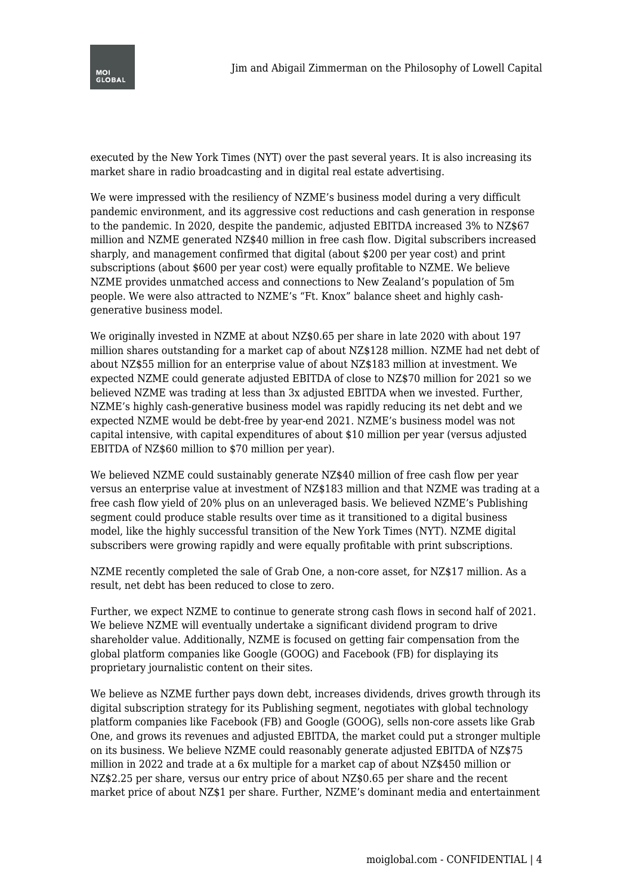executed by the New York Times (NYT) over the past several years. It is also increasing its market share in radio broadcasting and in digital real estate advertising.

We were impressed with the resiliency of NZME's business model during a very difficult pandemic environment, and its aggressive cost reductions and cash generation in response to the pandemic. In 2020, despite the pandemic, adjusted EBITDA increased 3% to NZ$67 million and NZME generated NZ$40 million in free cash flow. Digital subscribers increased sharply, and management confirmed that digital (about $200 per year cost) and print subscriptions (about $600 per year cost) were equally profitable to NZME. We believe NZME provides unmatched access and connections to New Zealand's population of 5m people. We were also attracted to NZME's "Ft. Knox" balance sheet and highly cash-generative business model.

We originally invested in NZME at about NZ$0.65 per share in late 2020 with about 197 million shares outstanding for a market cap of about NZ$128 million. NZME had net debt of about NZ$55 million for an enterprise value of about NZ$183 million at investment. We expected NZME could generate adjusted EBITDA of close to NZ$70 million for 2021 so we believed NZME was trading at less than 3x adjusted EBITDA when we invested. Further, NZME's highly cash-generative business model was rapidly reducing its net debt and we expected NZME would be debt-free by year-end 2021. NZME's business model was not capital intensive, with capital expenditures of about $10 million per year (versus adjusted EBITDA of NZ$60 million to $70 million per year).

We believed NZME could sustainably generate NZ$40 million of free cash flow per year versus an enterprise value at investment of NZ$183 million and that NZME was trading at a free cash flow yield of 20% plus on an unleveraged basis. We believed NZME's Publishing segment could produce stable results over time as it transitioned to a digital business model, like the highly successful transition of the New York Times (NYT). NZME digital subscribers were growing rapidly and were equally profitable with print subscriptions.

NZME recently completed the sale of Grab One, a non-core asset, for NZ$17 million. As a result, net debt has been reduced to close to zero.

Further, we expect NZME to continue to generate strong cash flows in second half of 2021. We believe NZME will eventually undertake a significant dividend program to drive shareholder value. Additionally, NZME is focused on getting fair compensation from the global platform companies like Google (GOOG) and Facebook (FB) for displaying its proprietary journalistic content on their sites.

We believe as NZME further pays down debt, increases dividends, drives growth through its digital subscription strategy for its Publishing segment, negotiates with global technology platform companies like Facebook (FB) and Google (GOOG), sells non-core assets like Grab One, and grows its revenues and adjusted EBITDA, the market could put a stronger multiple on its business. We believe NZME could reasonably generate adjusted EBITDA of NZ$75 million in 2022 and trade at a 6x multiple for a market cap of about NZ$450 million or NZ$2.25 per share, versus our entry price of about NZ$0.65 per share and the recent market price of about NZ$1 per share. Further, NZME's dominant media and entertainment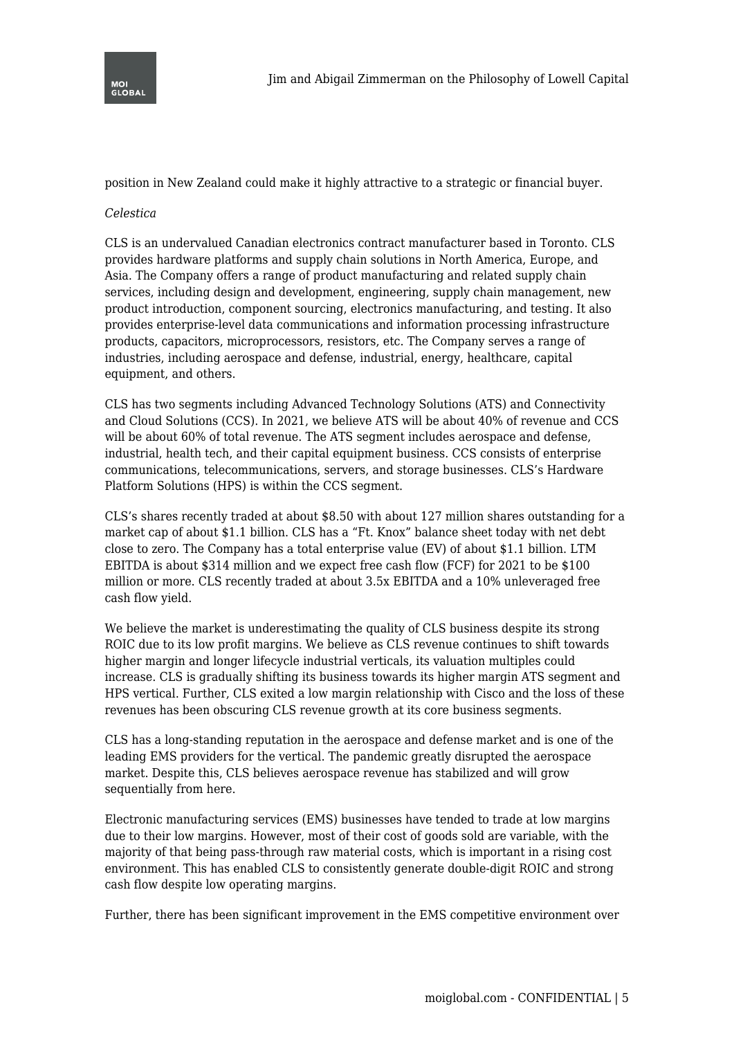position in New Zealand could make it highly attractive to a strategic or financial buyer.

*Celestica*

CLS is an undervalued Canadian electronics contract manufacturer based in Toronto. CLS provides hardware platforms and supply chain solutions in North America, Europe, and Asia. The Company offers a range of product manufacturing and related supply chain services, including design and development, engineering, supply chain management, new product introduction, component sourcing, electronics manufacturing, and testing. It also provides enterprise-level data communications and information processing infrastructure products, capacitors, microprocessors, resistors, etc. The Company serves a range of industries, including aerospace and defense, industrial, energy, healthcare, capital equipment, and others.

CLS has two segments including Advanced Technology Solutions (ATS) and Connectivity and Cloud Solutions (CCS). In 2021, we believe ATS will be about 40% of revenue and CCS will be about 60% of total revenue. The ATS segment includes aerospace and defense, industrial, health tech, and their capital equipment business. CCS consists of enterprise communications, telecommunications, servers, and storage businesses. CLS's Hardware Platform Solutions (HPS) is within the CCS segment.

CLS's shares recently traded at about $8.50 with about 127 million shares outstanding for a market cap of about $1.1 billion. CLS has a "Ft. Knox" balance sheet today with net debt close to zero. The Company has a total enterprise value (EV) of about $1.1 billion. LTM EBITDA is about $314 million and we expect free cash flow (FCF) for 2021 to be $100 million or more. CLS recently traded at about 3.5x EBITDA and a 10% unleveraged free cash flow yield.

We believe the market is underestimating the quality of CLS business despite its strong ROIC due to its low profit margins. We believe as CLS revenue continues to shift towards higher margin and longer lifecycle industrial verticals, its valuation multiples could increase. CLS is gradually shifting its business towards its higher margin ATS segment and HPS vertical. Further, CLS exited a low margin relationship with Cisco and the loss of these revenues has been obscuring CLS revenue growth at its core business segments.

CLS has a long-standing reputation in the aerospace and defense market and is one of the leading EMS providers for the vertical. The pandemic greatly disrupted the aerospace market. Despite this, CLS believes aerospace revenue has stabilized and will grow sequentially from here.

Electronic manufacturing services (EMS) businesses have tended to trade at low margins due to their low margins. However, most of their cost of goods sold are variable, with the majority of that being pass-through raw material costs, which is important in a rising cost environment. This has enabled CLS to consistently generate double-digit ROIC and strong cash flow despite low operating margins.

Further, there has been significant improvement in the EMS competitive environment over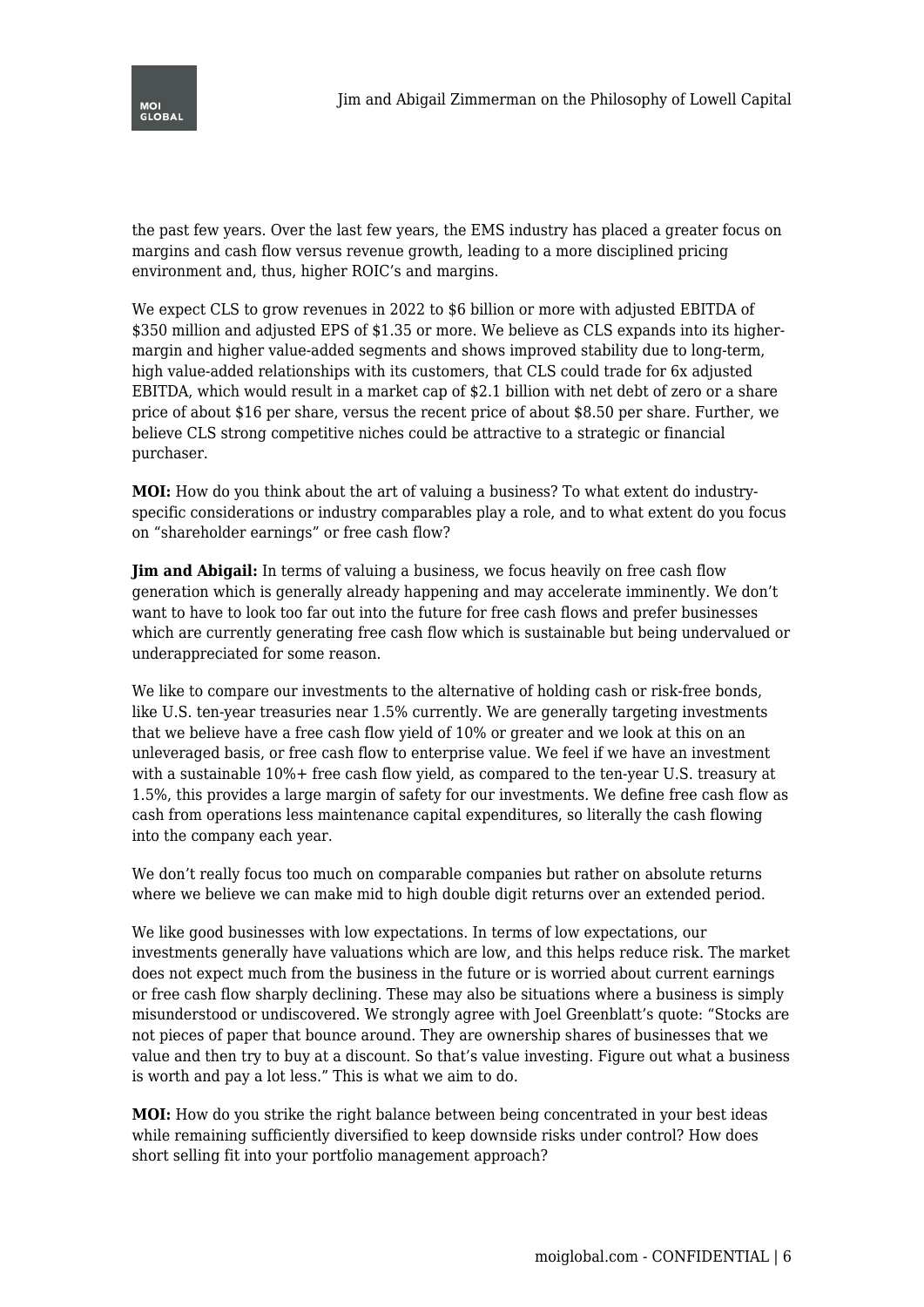the past few years. Over the last few years, the EMS industry has placed a greater focus on margins and cash flow versus revenue growth, leading to a more disciplined pricing environment and, thus, higher ROIC's and margins.

We expect CLS to grow revenues in 2022 to $6 billion or more with adjusted EBITDA of $350 million and adjusted EPS of $1.35 or more. We believe as CLS expands into its higher-margin and higher value-added segments and shows improved stability due to long-term, high value-added relationships with its customers, that CLS could trade for 6x adjusted EBITDA, which would result in a market cap of $2.1 billion with net debt of zero or a share price of about $16 per share, versus the recent price of about $8.50 per share. Further, we believe CLS strong competitive niches could be attractive to a strategic or financial purchaser.

**MOI:** How do you think about the art of valuing a business? To what extent do industry-specific considerations or industry comparables play a role, and to what extent do you focus on "shareholder earnings" or free cash flow?

**Jim and Abigail:** In terms of valuing a business, we focus heavily on free cash flow generation which is generally already happening and may accelerate imminently. We don't want to have to look too far out into the future for free cash flows and prefer businesses which are currently generating free cash flow which is sustainable but being undervalued or underappreciated for some reason.

We like to compare our investments to the alternative of holding cash or risk-free bonds, like U.S. ten-year treasuries near 1.5% currently. We are generally targeting investments that we believe have a free cash flow yield of 10% or greater and we look at this on an unleveraged basis, or free cash flow to enterprise value. We feel if we have an investment with a sustainable 10%+ free cash flow yield, as compared to the ten-year U.S. treasury at 1.5%, this provides a large margin of safety for our investments. We define free cash flow as cash from operations less maintenance capital expenditures, so literally the cash flowing into the company each year.

We don't really focus too much on comparable companies but rather on absolute returns where we believe we can make mid to high double digit returns over an extended period.

We like good businesses with low expectations. In terms of low expectations, our investments generally have valuations which are low, and this helps reduce risk. The market does not expect much from the business in the future or is worried about current earnings or free cash flow sharply declining. These may also be situations where a business is simply misunderstood or undiscovered. We strongly agree with Joel Greenblatt's quote: "Stocks are not pieces of paper that bounce around. They are ownership shares of businesses that we value and then try to buy at a discount. So that's value investing. Figure out what a business is worth and pay a lot less." This is what we aim to do.

**MOI:** How do you strike the right balance between being concentrated in your best ideas while remaining sufficiently diversified to keep downside risks under control? How does short selling fit into your portfolio management approach?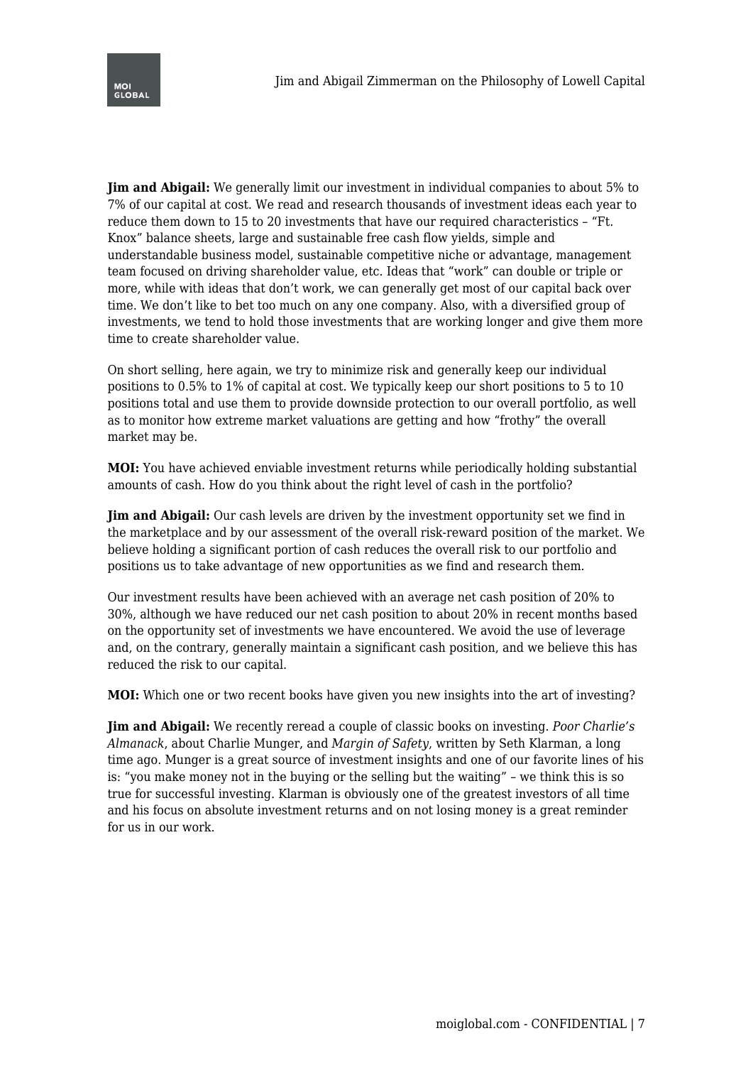**Jim and Abigail:** We generally limit our investment in individual companies to about 5% to 7% of our capital at cost. We read and research thousands of investment ideas each year to reduce them down to 15 to 20 investments that have our required characteristics – "Ft. Knox" balance sheets, large and sustainable free cash flow yields, simple and understandable business model, sustainable competitive niche or advantage, management team focused on driving shareholder value, etc. Ideas that "work" can double or triple or more, while with ideas that don't work, we can generally get most of our capital back over time. We don't like to bet too much on any one company. Also, with a diversified group of investments, we tend to hold those investments that are working longer and give them more time to create shareholder value.

On short selling, here again, we try to minimize risk and generally keep our individual positions to 0.5% to 1% of capital at cost. We typically keep our short positions to 5 to 10 positions total and use them to provide downside protection to our overall portfolio, as well as to monitor how extreme market valuations are getting and how "frothy" the overall market may be.

**MOI:** You have achieved enviable investment returns while periodically holding substantial amounts of cash. How do you think about the right level of cash in the portfolio?

**Jim and Abigail:** Our cash levels are driven by the investment opportunity set we find in the marketplace and by our assessment of the overall risk-reward position of the market. We believe holding a significant portion of cash reduces the overall risk to our portfolio and positions us to take advantage of new opportunities as we find and research them.

Our investment results have been achieved with an average net cash position of 20% to 30%, although we have reduced our net cash position to about 20% in recent months based on the opportunity set of investments we have encountered. We avoid the use of leverage and, on the contrary, generally maintain a significant cash position, and we believe this has reduced the risk to our capital.

**MOI:** Which one or two recent books have given you new insights into the art of investing?

**Jim and Abigail:** We recently reread a couple of classic books on investing. *Poor Charlie's Almanack*, about Charlie Munger, and *Margin of Safety*, written by Seth Klarman, a long time ago. Munger is a great source of investment insights and one of our favorite lines of his is: "you make money not in the buying or the selling but the waiting" – we think this is so true for successful investing. Klarman is obviously one of the greatest investors of all time and his focus on absolute investment returns and on not losing money is a great reminder for us in our work.